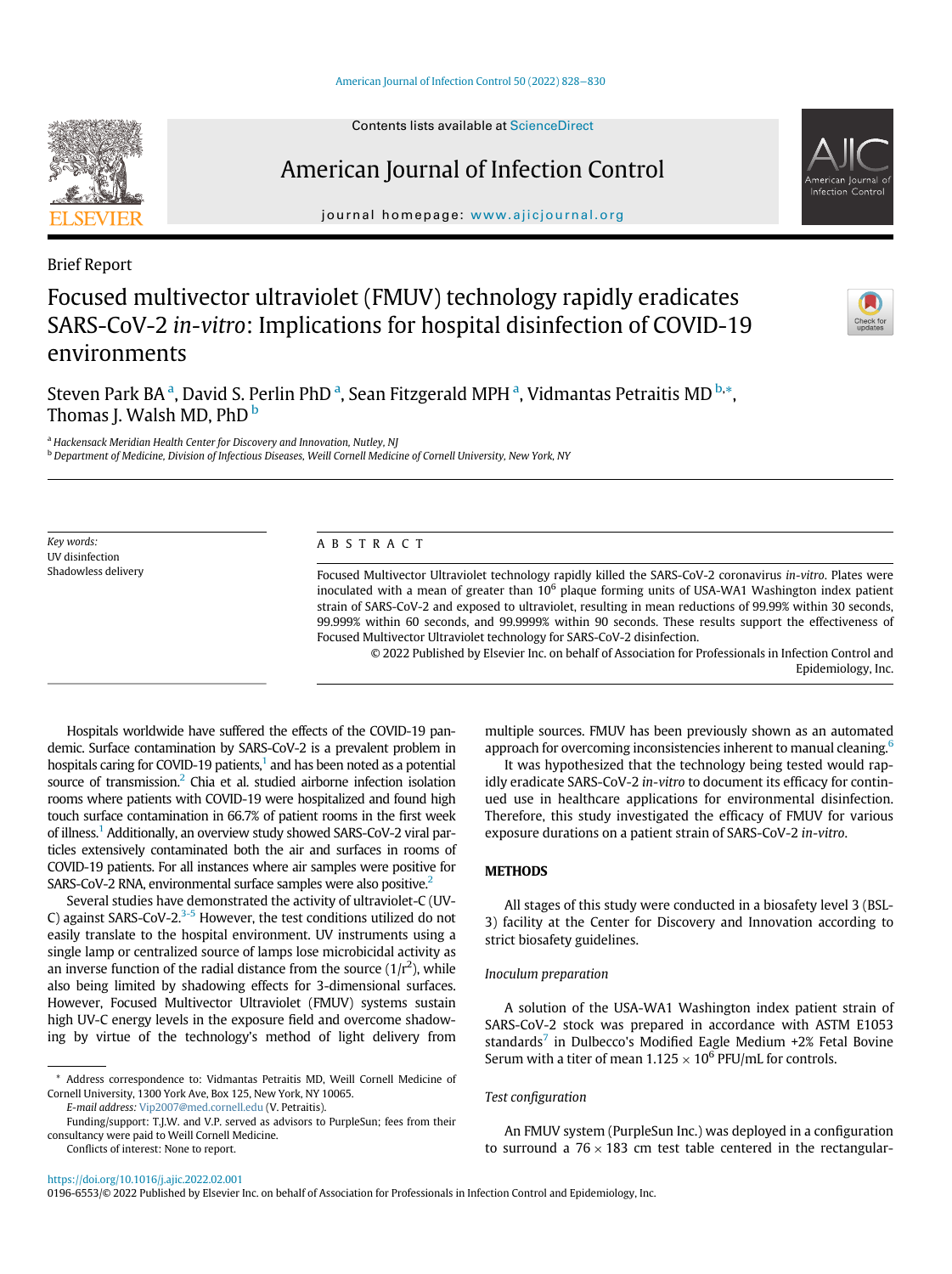Brief Report

# Focused multivector ultraviolet (FMUV) technology rapidly eradicates SARS-CoV-2 *in-vitro*: Implications for hospital disinfection of COVID-19 environments

Steven Park BA[a], David S. Perlin PhD[a], Sean Fitzgerald MPH[a], Vidmantas Petraitis MD[b,*], Thomas J. Walsh MD, PhD[b]

[a] *Hackensack Meridian Health Center for Discovery and Innovation, Nutley, NJ*
[b] *Department of Medicine, Division of Infectious Diseases, Weill Cornell Medicine of Cornell University, New York, NY*

*Key words:*
UV disinfection
Shadowless delivery

## ABSTRACT

Focused Multivector Ultraviolet technology rapidly killed the SARS-CoV-2 coronavirus *in-vitro*. Plates were inoculated with a mean of greater than $10^6$ plaque forming units of USA-WA1 Washington index patient strain of SARS-CoV-2 and exposed to ultraviolet, resulting in mean reductions of 99.99% within 30 seconds, 99.999% within 60 seconds, and 99.9999% within 90 seconds. These results support the effectiveness of Focused Multivector Ultraviolet technology for SARS-CoV-2 disinfection.

© 2022 Published by Elsevier Inc. on behalf of Association for Professionals in Infection Control and Epidemiology, Inc.

Hospitals worldwide have suffered the effects of the COVID-19 pandemic. Surface contamination by SARS-CoV-2 is a prevalent problem in hospitals caring for COVID-19 patients,[1] and has been noted as a potential source of transmission.[2] Chia et al. studied airborne infection isolation rooms where patients with COVID-19 were hospitalized and found high touch surface contamination in 66.7% of patient rooms in the first week of illness.[1] Additionally, an overview study showed SARS-CoV-2 viral particles extensively contaminated both the air and surfaces in rooms of COVID-19 patients. For all instances where air samples were positive for SARS-CoV-2 RNA, environmental surface samples were also positive.[2]

Several studies have demonstrated the activity of ultraviolet-C (UV-C) against SARS-CoV-2.[3-5] However, the test conditions utilized do not easily translate to the hospital environment. UV instruments using a single lamp or centralized source of lamps lose microbicidal activity as an inverse function of the radial distance from the source ($1/r^2$), while also being limited by shadowing effects for 3-dimensional surfaces. However, Focused Multivector Ultraviolet (FMUV) systems sustain high UV-C energy levels in the exposure field and overcome shadowing by virtue of the technology's method of light delivery from multiple sources. FMUV has been previously shown as an automated approach for overcoming inconsistencies inherent to manual cleaning.[6]

It was hypothesized that the technology being tested would rapidly eradicate SARS-CoV-2 *in-vitro* to document its efficacy for continued use in healthcare applications for environmental disinfection. Therefore, this study investigated the efficacy of FMUV for various exposure durations on a patient strain of SARS-CoV-2 *in-vitro*.

## METHODS

All stages of this study were conducted in a biosafety level 3 (BSL-3) facility at the Center for Discovery and Innovation according to strict biosafety guidelines.

### *Inoculum preparation*

A solution of the USA-WA1 Washington index patient strain of SARS-CoV-2 stock was prepared in accordance with ASTM E1053 standards[7] in Dulbecco's Modified Eagle Medium +2% Fetal Bovine Serum with a titer of mean $1.125 \times 10^6$ PFU/mL for controls.

### *Test configuration*

An FMUV system (PurpleSun Inc.) was deployed in a configuration to surround a $76 \times 183$ cm test table centered in the rectangular-

\* Address correspondence to: Vidmantas Petraitis MD, Weill Cornell Medicine of Cornell University, 1300 York Ave, Box 125, New York, NY 10065.
*E-mail address:* Vip2007@med.cornell.edu (V. Petraitis).
Funding/support: T.J.W. and V.P. served as advisors to PurpleSun; fees from their consultancy were paid to Weill Cornell Medicine.
Conflicts of interest: None to report.

https://doi.org/10.1016/j.ajic.2022.02.001
0196-6553/© 2022 Published by Elsevier Inc. on behalf of Association for Professionals in Infection Control and Epidemiology, Inc.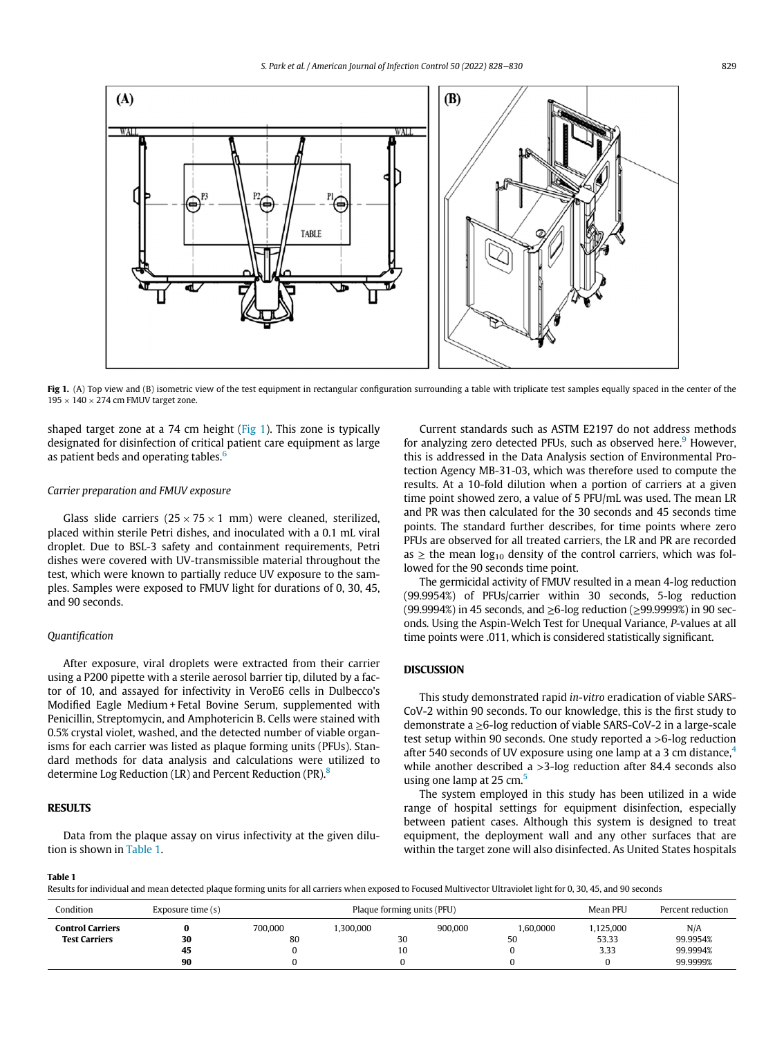Fig 1. (A) Top view and (B) isometric view of the test equipment in rectangular configuration surrounding a table with triplicate test samples equally spaced in the center of the $195 \times 140 \times 274$ cm FMUV target zone.

shaped target zone at a 74 cm height (Fig 1). This zone is typically designated for disinfection of critical patient care equipment as large as patient beds and operating tables.[6]

### *Carrier preparation and FMUV exposure*

Glass slide carriers ($25 \times 75 \times 1$ mm) were cleaned, sterilized, placed within sterile Petri dishes, and inoculated with a 0.1 mL viral droplet. Due to BSL-3 safety and containment requirements, Petri dishes were covered with UV-transmissible material throughout the test, which were known to partially reduce UV exposure to the samples. Samples were exposed to FMUV light for durations of 0, 30, 45, and 90 seconds.

### *Quantification*

After exposure, viral droplets were extracted from their carrier using a P200 pipette with a sterile aerosol barrier tip, diluted by a factor of 10, and assayed for infectivity in VeroE6 cells in Dulbecco's Modified Eagle Medium + Fetal Bovine Serum, supplemented with Penicillin, Streptomycin, and Amphotericin B. Cells were stained with 0.5% crystal violet, washed, and the detected number of viable organisms for each carrier was listed as plaque forming units (PFUs). Standard methods for data analysis and calculations were utilized to determine Log Reduction (LR) and Percent Reduction (PR).[8]

## RESULTS

Data from the plaque assay on virus infectivity at the given dilution is shown in Table 1.

Current standards such as ASTM E2197 do not address methods for analyzing zero detected PFUs, such as observed here.[9] However, this is addressed in the Data Analysis section of Environmental Protection Agency MB-31-03, which was therefore used to compute the results. At a 10-fold dilution when a portion of carriers at a given time point showed zero, a value of 5 PFU/mL was used. The mean LR and PR was then calculated for the 30 seconds and 45 seconds time points. The standard further describes, for time points where zero PFUs are observed for all treated carriers, the LR and PR are recorded as $\geq$ the mean $\log_{10}$ density of the control carriers, which was followed for the 90 seconds time point.

The germicidal activity of FMUV resulted in a mean 4-log reduction (99.9954%) of PFUs/carrier within 30 seconds, 5-log reduction (99.9994%) in 45 seconds, and $\geq$6-log reduction ($\geq$99.9999%) in 90 seconds. Using the Aspin-Welch Test for Unequal Variance, *P*-values at all time points were .011, which is considered statistically significant.

## DISCUSSION

This study demonstrated rapid *in-vitro* eradication of viable SARS-CoV-2 within 90 seconds. To our knowledge, this is the first study to demonstrate a $\geq$6-log reduction of viable SARS-CoV-2 in a large-scale test setup within 90 seconds. One study reported a >6-log reduction after 540 seconds of UV exposure using one lamp at a 3 cm distance,[4] while another described a >3-log reduction after 84.4 seconds also using one lamp at 25 cm.[5]

The system employed in this study has been utilized in a wide range of hospital settings for equipment disinfection, especially between patient cases. Although this system is designed to treat equipment, the deployment wall and any other surfaces that are within the target zone will also disinfected. As United States hospitals

**Table 1**
Results for individual and mean detected plaque forming units for all carriers when exposed to Focused Multivector Ultraviolet light for 0, 30, 45, and 90 seconds

| Condition | Exposure time (s) | Plaque forming units (PFU) | | | | Mean PFU | Percent reduction |
|---|---|---|---|---|---|---|---|
| **Control Carriers** | **0** | 700,000 | 1,300,000 | 900,000 | 1,60,0000 | 1,125,000 | N/A |
| **Test Carriers** | **30** | 80 | 30 | 50 | | 53.33 | 99.9954% |
| | **45** | 0 | 10 | 0 | | 3.33 | 99.9994% |
| | **90** | 0 | 0 | 0 | | 0 | 99.9999% |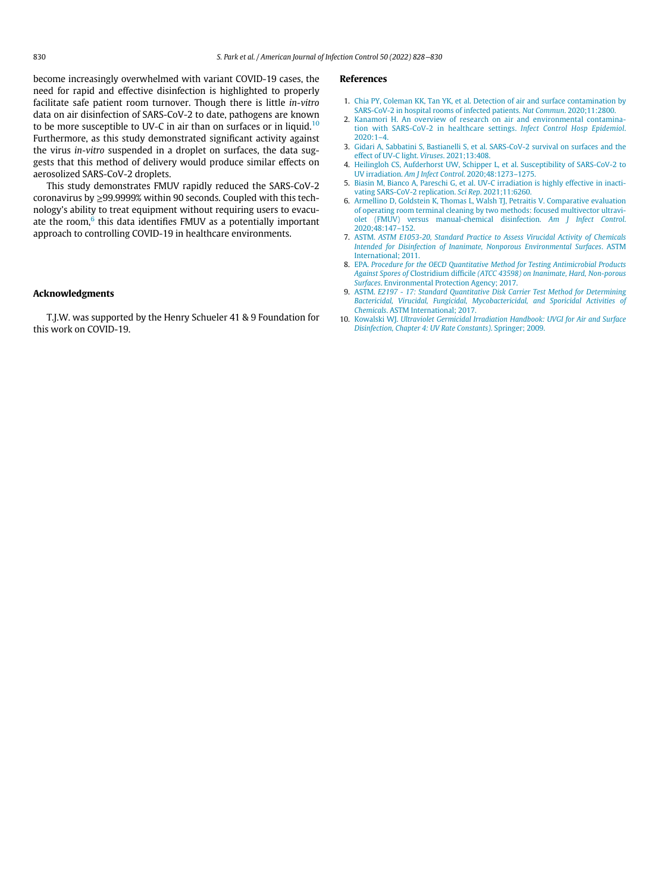become increasingly overwhelmed with variant COVID-19 cases, the need for rapid and effective disinfection is highlighted to properly facilitate safe patient room turnover. Though there is little *in-vitro* data on air disinfection of SARS-CoV-2 to date, pathogens are known to be more susceptible to UV-C in air than on surfaces or in liquid.[10] Furthermore, as this study demonstrated significant activity against the virus *in-vitro* suspended in a droplet on surfaces, the data suggests that this method of delivery would produce similar effects on aerosolized SARS-CoV-2 droplets.

This study demonstrates FMUV rapidly reduced the SARS-CoV-2 coronavirus by ≥99.9999% within 90 seconds. Coupled with this technology's ability to treat equipment without requiring users to evacuate the room,[6] this data identifies FMUV as a potentially important approach to controlling COVID-19 in healthcare environments.

## Acknowledgments

T.J.W. was supported by the Henry Schueler 41 & 9 Foundation for this work on COVID-19.

## References

1. Chia PY, Coleman KK, Tan YK, et al. Detection of air and surface contamination by SARS-CoV-2 in hospital rooms of infected patients. *Nat Commun*. 2020;11:2800.
2. Kanamori H. An overview of research on air and environmental contamination with SARS-CoV-2 in healthcare settings. *Infect Control Hosp Epidemiol*. 2020:1–4.
3. Gidari A, Sabbatini S, Bastianelli S, et al. SARS-CoV-2 survival on surfaces and the effect of UV-C light. *Viruses*. 2021;13:408.
4. Heilingloh CS, Aufderhorst UW, Schipper L, et al. Susceptibility of SARS-CoV-2 to UV irradiation. *Am J Infect Control*. 2020;48:1273–1275.
5. Biasin M, Bianco A, Pareschi G, et al. UV-C irradiation is highly effective in inactivating SARS-CoV-2 replication. *Sci Rep*. 2021;11:6260.
6. Armellino D, Goldstein K, Thomas L, Walsh TJ, Petraitis V. Comparative evaluation of operating room terminal cleaning by two methods: focused multivector ultraviolet (FMUV) versus manual-chemical disinfection. *Am J Infect Control*. 2020;48:147–152.
7. ASTM. *ASTM E1053-20, Standard Practice to Assess Virucidal Activity of Chemicals Intended for Disinfection of Inanimate, Nonporous Environmental Surfaces*. ASTM International; 2011.
8. EPA. *Procedure for the OECD Quantitative Method for Testing Antimicrobial Products Against Spores of* Clostridium difficile *(ATCC 43598) on Inanimate, Hard, Non-porous Surfaces*. Environmental Protection Agency; 2017.
9. ASTM. *E2197 - 17: Standard Quantitative Disk Carrier Test Method for Determining Bactericidal, Virucidal, Fungicidal, Mycobactericidal, and Sporicidal Activities of Chemicals*. ASTM International; 2017.
10. Kowalski WJ. *Ultraviolet Germicidal Irradiation Handbook: UVGI for Air and Surface Disinfection, Chapter 4: UV Rate Constants)*. Springer; 2009.